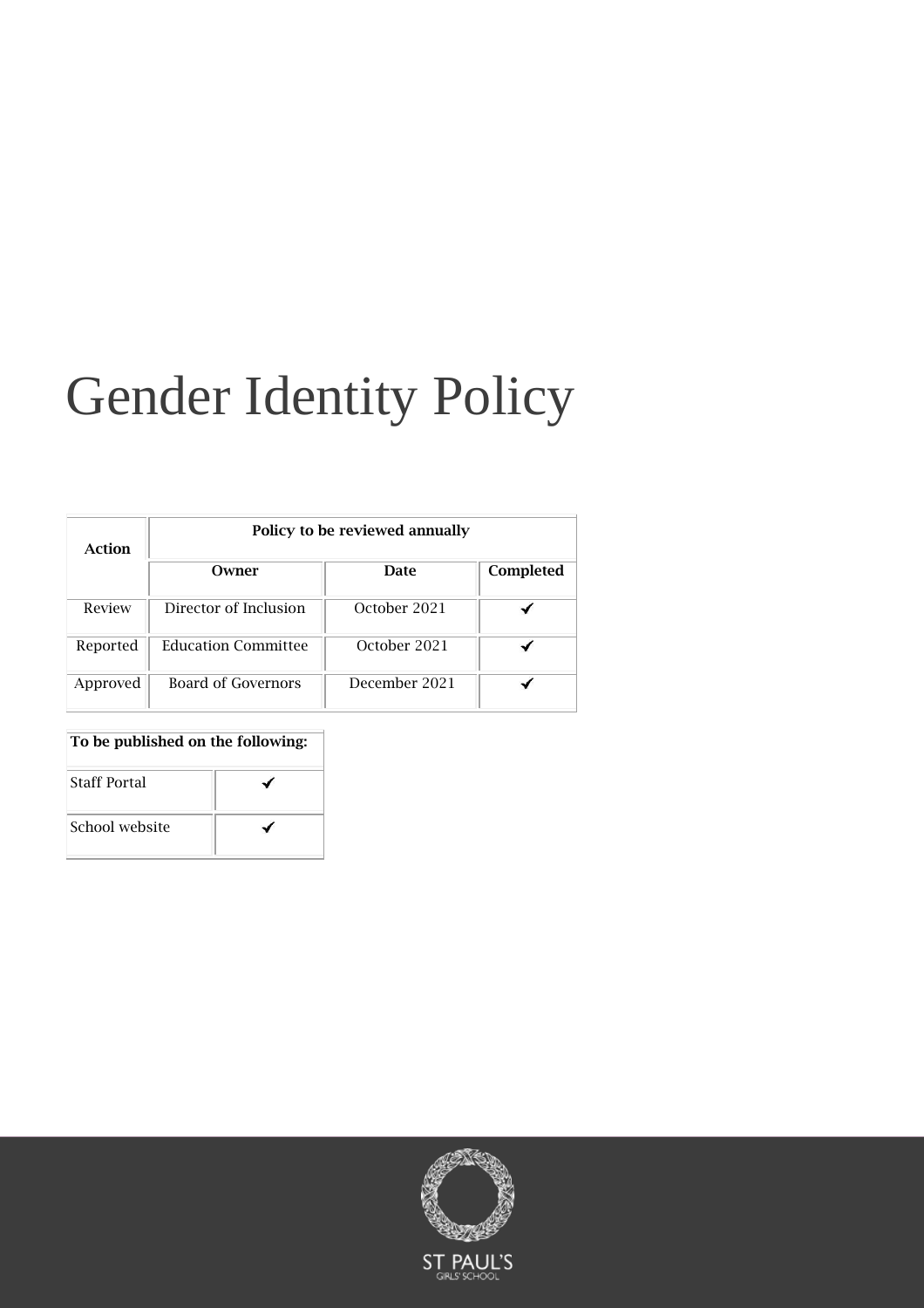# Gender Identity Policy

| Action | Policy to be reviewed annually | | |
|---|---|---|---|
| | **Owner** | **Date** | **Completed** |
| Review | Director of Inclusion | October 2021 | ✔ |
| Reported | Education Committee | October 2021 | ✔ |
| Approved | Board of Governors | December 2021 | ✔ |

| To be published on the following: | |
|---|---|
| Staff Portal | ✔ |
| School website | ✔ |

ST PAUL'S GIRLS' SCHOOL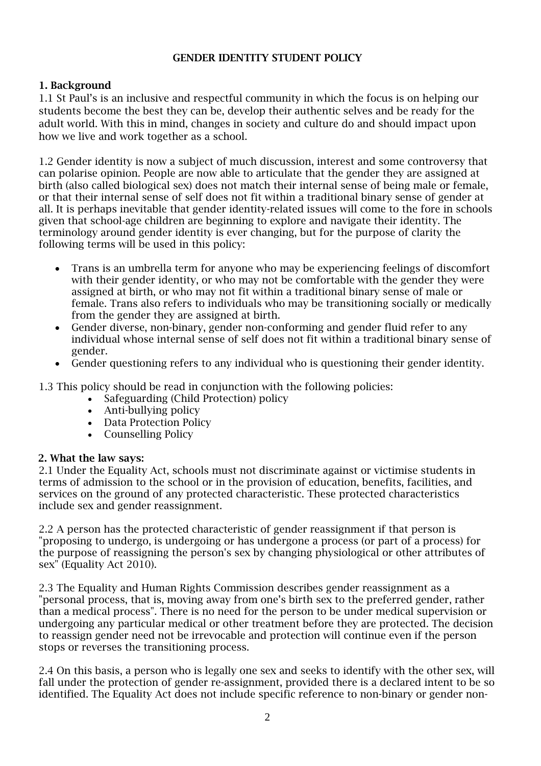# GENDER IDENTITY STUDENT POLICY

## 1. Background

1.1 St Paul's is an inclusive and respectful community in which the focus is on helping our students become the best they can be, develop their authentic selves and be ready for the adult world. With this in mind, changes in society and culture do and should impact upon how we live and work together as a school.

1.2 Gender identity is now a subject of much discussion, interest and some controversy that can polarise opinion. People are now able to articulate that the gender they are assigned at birth (also called biological sex) does not match their internal sense of being male or female, or that their internal sense of self does not fit within a traditional binary sense of gender at all. It is perhaps inevitable that gender identity-related issues will come to the fore in schools given that school-age children are beginning to explore and navigate their identity. The terminology around gender identity is ever changing, but for the purpose of clarity the following terms will be used in this policy:

- Trans is an umbrella term for anyone who may be experiencing feelings of discomfort with their gender identity, or who may not be comfortable with the gender they were assigned at birth, or who may not fit within a traditional binary sense of male or female. Trans also refers to individuals who may be transitioning socially or medically from the gender they are assigned at birth.
- Gender diverse, non-binary, gender non-conforming and gender fluid refer to any individual whose internal sense of self does not fit within a traditional binary sense of gender.
- Gender questioning refers to any individual who is questioning their gender identity.

1.3 This policy should be read in conjunction with the following policies:

- Safeguarding (Child Protection) policy
- Anti-bullying policy
- Data Protection Policy
- Counselling Policy

## 2. What the law says:

2.1 Under the Equality Act, schools must not discriminate against or victimise students in terms of admission to the school or in the provision of education, benefits, facilities, and services on the ground of any protected characteristic. These protected characteristics include sex and gender reassignment.

2.2 A person has the protected characteristic of gender reassignment if that person is "proposing to undergo, is undergoing or has undergone a process (or part of a process) for the purpose of reassigning the person's sex by changing physiological or other attributes of sex" (Equality Act 2010).

2.3 The Equality and Human Rights Commission describes gender reassignment as a "personal process, that is, moving away from one's birth sex to the preferred gender, rather than a medical process". There is no need for the person to be under medical supervision or undergoing any particular medical or other treatment before they are protected. The decision to reassign gender need not be irrevocable and protection will continue even if the person stops or reverses the transitioning process.

2.4 On this basis, a person who is legally one sex and seeks to identify with the other sex, will fall under the protection of gender re-assignment, provided there is a declared intent to be so identified. The Equality Act does not include specific reference to non-binary or gender non-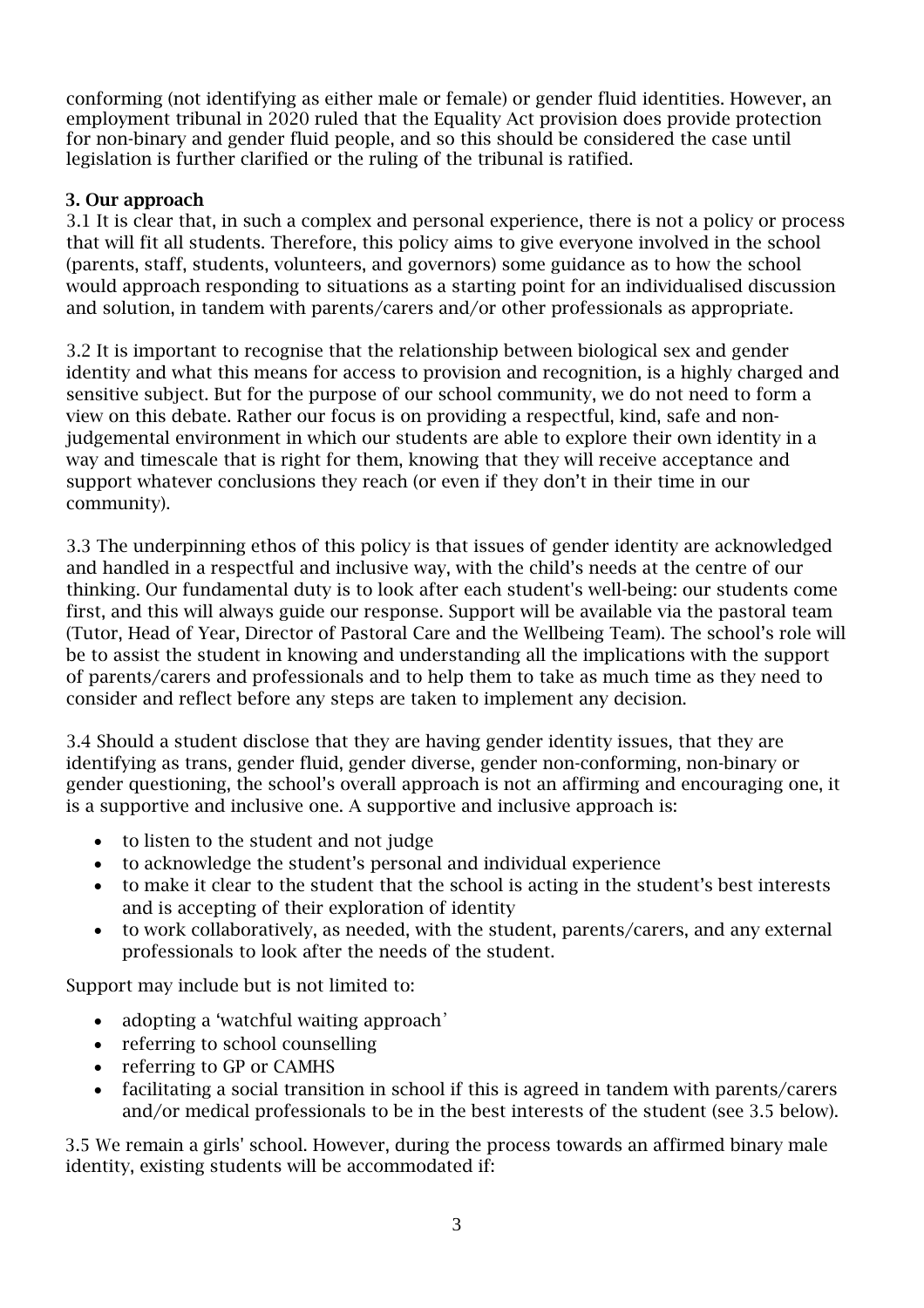conforming (not identifying as either male or female) or gender fluid identities. However, an employment tribunal in 2020 ruled that the Equality Act provision does provide protection for non-binary and gender fluid people, and so this should be considered the case until legislation is further clarified or the ruling of the tribunal is ratified.

**3. Our approach**

3.1 It is clear that, in such a complex and personal experience, there is not a policy or process that will fit all students. Therefore, this policy aims to give everyone involved in the school (parents, staff, students, volunteers, and governors) some guidance as to how the school would approach responding to situations as a starting point for an individualised discussion and solution, in tandem with parents/carers and/or other professionals as appropriate.

3.2 It is important to recognise that the relationship between biological sex and gender identity and what this means for access to provision and recognition, is a highly charged and sensitive subject. But for the purpose of our school community, we do not need to form a view on this debate. Rather our focus is on providing a respectful, kind, safe and non-judgemental environment in which our students are able to explore their own identity in a way and timescale that is right for them, knowing that they will receive acceptance and support whatever conclusions they reach (or even if they don't in their time in our community).

3.3 The underpinning ethos of this policy is that issues of gender identity are acknowledged and handled in a respectful and inclusive way, with the child's needs at the centre of our thinking. Our fundamental duty is to look after each student's well-being: our students come first, and this will always guide our response. Support will be available via the pastoral team (Tutor, Head of Year, Director of Pastoral Care and the Wellbeing Team). The school's role will be to assist the student in knowing and understanding all the implications with the support of parents/carers and professionals and to help them to take as much time as they need to consider and reflect before any steps are taken to implement any decision.

3.4 Should a student disclose that they are having gender identity issues, that they are identifying as trans, gender fluid, gender diverse, gender non-conforming, non-binary or gender questioning, the school's overall approach is not an affirming and encouraging one, it is a supportive and inclusive one. A supportive and inclusive approach is:

- to listen to the student and not judge
- to acknowledge the student's personal and individual experience
- to make it clear to the student that the school is acting in the student's best interests and is accepting of their exploration of identity
- to work collaboratively, as needed, with the student, parents/carers, and any external professionals to look after the needs of the student.

Support may include but is not limited to:

- adopting a 'watchful waiting approach'
- referring to school counselling
- referring to GP or CAMHS
- facilitating a social transition in school if this is agreed in tandem with parents/carers and/or medical professionals to be in the best interests of the student (see 3.5 below).

3.5 We remain a girls' school. However, during the process towards an affirmed binary male identity, existing students will be accommodated if: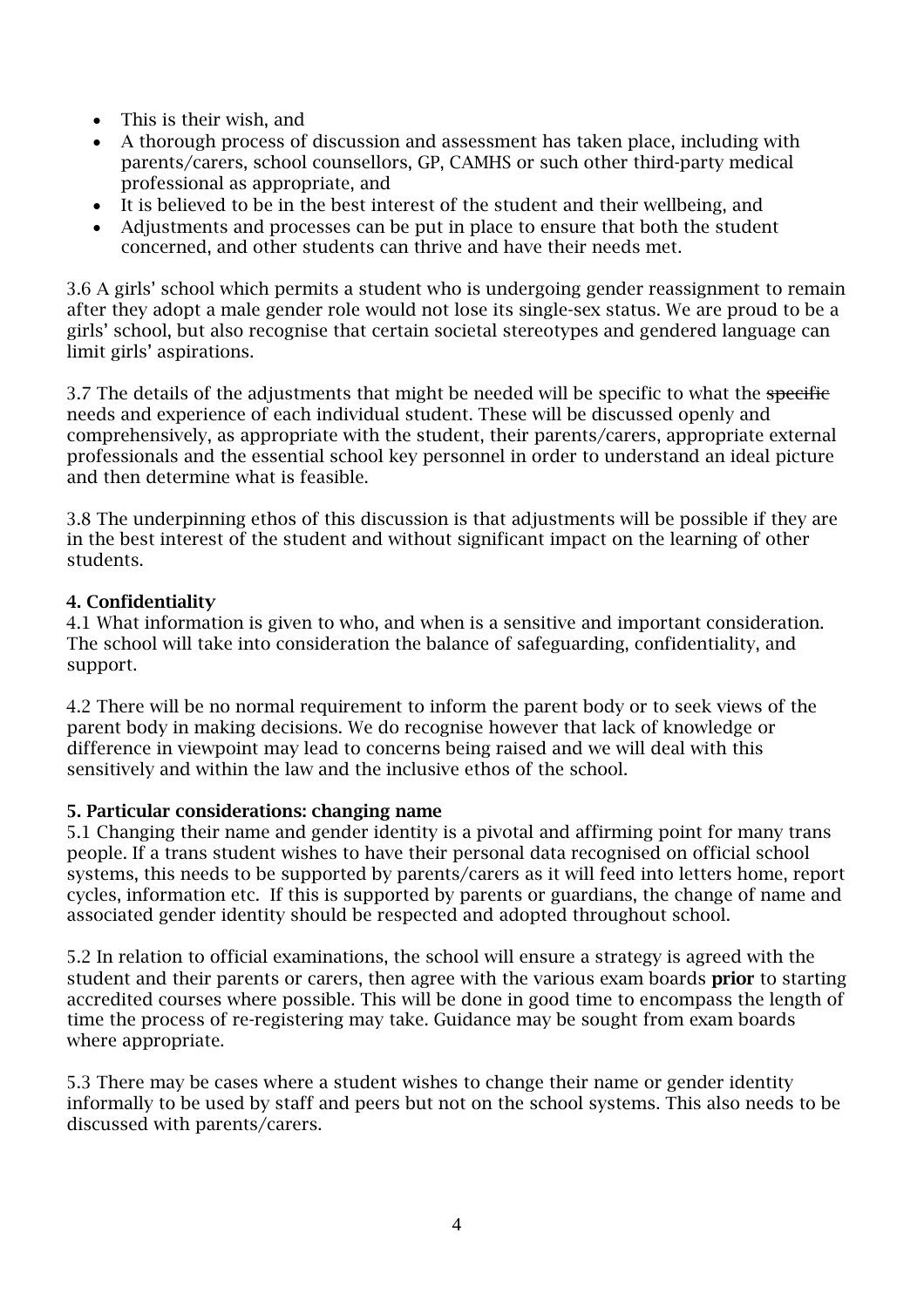- This is their wish, and
- A thorough process of discussion and assessment has taken place, including with parents/carers, school counsellors, GP, CAMHS or such other third-party medical professional as appropriate, and
- It is believed to be in the best interest of the student and their wellbeing, and
- Adjustments and processes can be put in place to ensure that both the student concerned, and other students can thrive and have their needs met.

3.6 A girls' school which permits a student who is undergoing gender reassignment to remain after they adopt a male gender role would not lose its single-sex status. We are proud to be a girls' school, but also recognise that certain societal stereotypes and gendered language can limit girls' aspirations.

3.7 The details of the adjustments that might be needed will be specific to what the ~~specific~~ needs and experience of each individual student. These will be discussed openly and comprehensively, as appropriate with the student, their parents/carers, appropriate external professionals and the essential school key personnel in order to understand an ideal picture and then determine what is feasible.

3.8 The underpinning ethos of this discussion is that adjustments will be possible if they are in the best interest of the student and without significant impact on the learning of other students.

**4. Confidentiality**

4.1 What information is given to who, and when is a sensitive and important consideration. The school will take into consideration the balance of safeguarding, confidentiality, and support.

4.2 There will be no normal requirement to inform the parent body or to seek views of the parent body in making decisions. We do recognise however that lack of knowledge or difference in viewpoint may lead to concerns being raised and we will deal with this sensitively and within the law and the inclusive ethos of the school.

**5. Particular considerations: changing name**

5.1 Changing their name and gender identity is a pivotal and affirming point for many trans people. If a trans student wishes to have their personal data recognised on official school systems, this needs to be supported by parents/carers as it will feed into letters home, report cycles, information etc. If this is supported by parents or guardians, the change of name and associated gender identity should be respected and adopted throughout school.

5.2 In relation to official examinations, the school will ensure a strategy is agreed with the student and their parents or carers, then agree with the various exam boards **prior** to starting accredited courses where possible. This will be done in good time to encompass the length of time the process of re-registering may take. Guidance may be sought from exam boards where appropriate.

5.3 There may be cases where a student wishes to change their name or gender identity informally to be used by staff and peers but not on the school systems. This also needs to be discussed with parents/carers.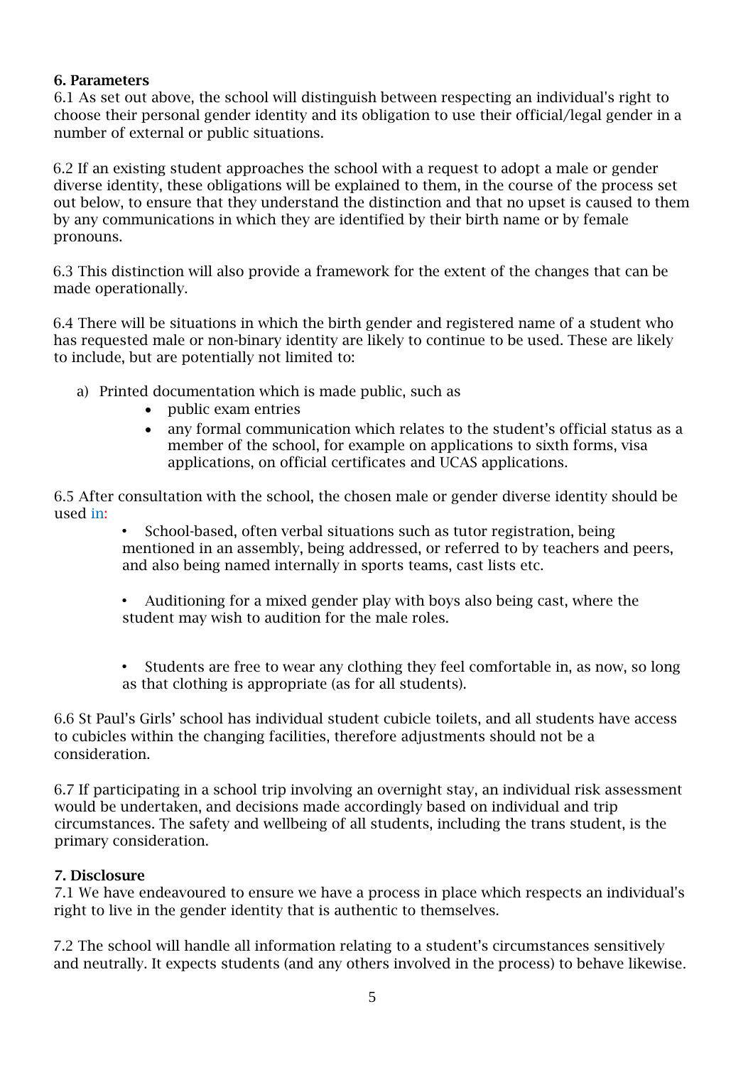**6. Parameters**

6.1 As set out above, the school will distinguish between respecting an individual's right to choose their personal gender identity and its obligation to use their official/legal gender in a number of external or public situations.

6.2 If an existing student approaches the school with a request to adopt a male or gender diverse identity, these obligations will be explained to them, in the course of the process set out below, to ensure that they understand the distinction and that no upset is caused to them by any communications in which they are identified by their birth name or by female pronouns.

6.3 This distinction will also provide a framework for the extent of the changes that can be made operationally.

6.4 There will be situations in which the birth gender and registered name of a student who has requested male or non-binary identity are likely to continue to be used. These are likely to include, but are potentially not limited to:

a) Printed documentation which is made public, such as
   - public exam entries
   - any formal communication which relates to the student's official status as a member of the school, for example on applications to sixth forms, visa applications, on official certificates and UCAS applications.

6.5 After consultation with the school, the chosen male or gender diverse identity should be used in:

- School-based, often verbal situations such as tutor registration, being mentioned in an assembly, being addressed, or referred to by teachers and peers, and also being named internally in sports teams, cast lists etc.
- Auditioning for a mixed gender play with boys also being cast, where the student may wish to audition for the male roles.
- Students are free to wear any clothing they feel comfortable in, as now, so long as that clothing is appropriate (as for all students).

6.6 St Paul's Girls' school has individual student cubicle toilets, and all students have access to cubicles within the changing facilities, therefore adjustments should not be a consideration.

6.7 If participating in a school trip involving an overnight stay, an individual risk assessment would be undertaken, and decisions made accordingly based on individual and trip circumstances. The safety and wellbeing of all students, including the trans student, is the primary consideration.

**7. Disclosure**

7.1 We have endeavoured to ensure we have a process in place which respects an individual's right to live in the gender identity that is authentic to themselves.

7.2 The school will handle all information relating to a student's circumstances sensitively and neutrally. It expects students (and any others involved in the process) to behave likewise.